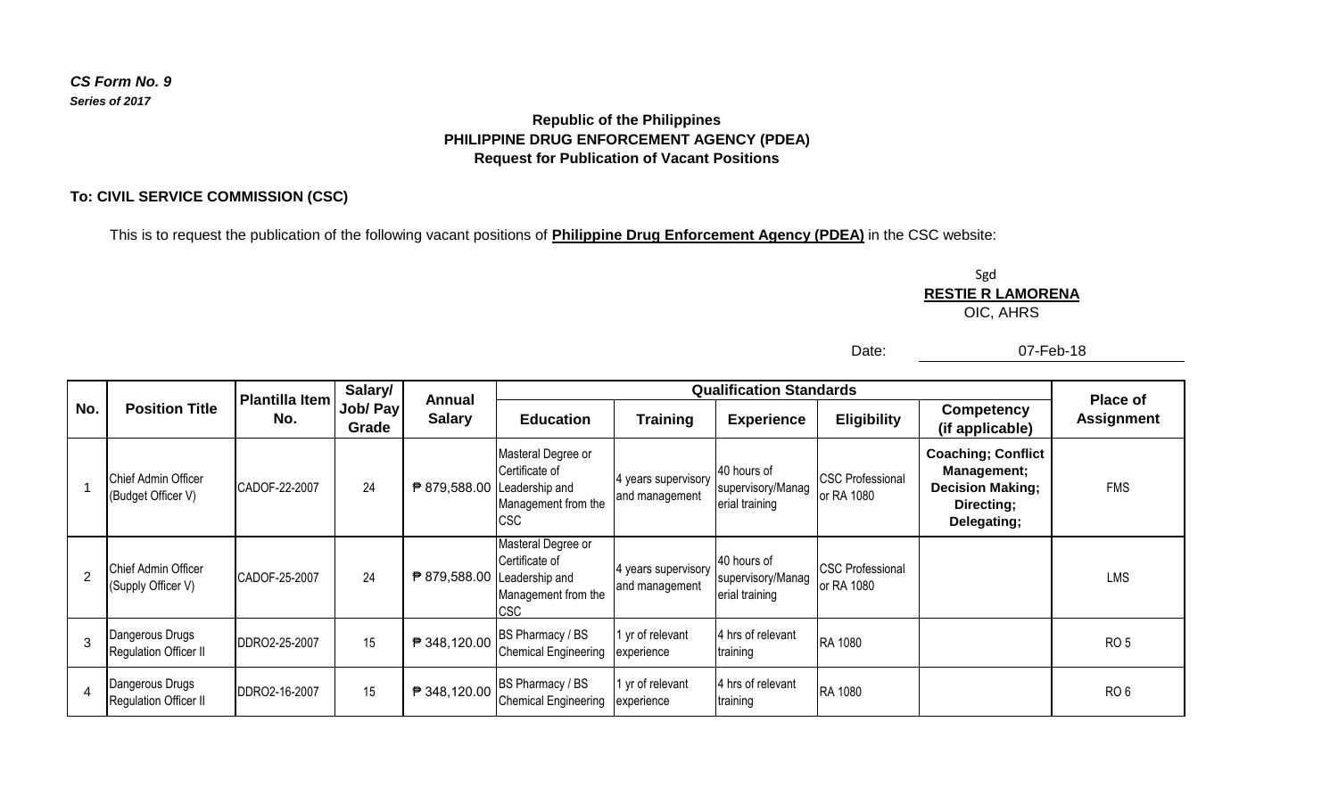***CS Form No. 9***
***Series of 2017***

**Republic of the Philippines**
**PHILIPPINE DRUG ENFORCEMENT AGENCY (PDEA)**
**Request for Publication of Vacant Positions**

**To: CIVIL SERVICE COMMISSION (CSC)**

This is to request the publication of the following vacant positions of **Philippine Drug Enforcement Agency (PDEA)** in the CSC website:

Sgd
**RESTIE R LAMORENA**
OIC, AHRS

Date: 07-Feb-18

| No. | Position Title | Plantilla Item No. | Salary/ Job/ Pay Grade | Annual Salary | Qualification Standards | | | | | Place of Assignment |
|---|---|---|---|---|---|---|---|---|---|---|
| | | | | | Education | Training | Experience | Eligibility | Competency (if applicable) | |
| 1 | Chief Admin Officer (Budget Officer V) | CADOF-22-2007 | 24 | ₱ 879,588.00 | Masteral Degree or Certificate of Leadership and Management from the CSC | 4 years supervisory and management | 40 hours of supervisory/Managerial training | CSC Professional or RA 1080 | **Coaching; Conflict Management; Decision Making; Directing; Delegating;** | FMS |
| 2 | Chief Admin Officer (Supply Officer V) | CADOF-25-2007 | 24 | ₱ 879,588.00 | Masteral Degree or Certificate of Leadership and Management from the CSC | 4 years supervisory and management | 40 hours of supervisory/Managerial training | CSC Professional or RA 1080 | | LMS |
| 3 | Dangerous Drugs Regulation Officer II | DDRO2-25-2007 | 15 | ₱ 348,120.00 | BS Pharmacy / BS Chemical Engineering | 1 yr of relevant experience | 4 hrs of relevant training | RA 1080 | | RO 5 |
| 4 | Dangerous Drugs Regulation Officer II | DDRO2-16-2007 | 15 | ₱ 348,120.00 | BS Pharmacy / BS Chemical Engineering | 1 yr of relevant experience | 4 hrs of relevant training | RA 1080 | | RO 6 |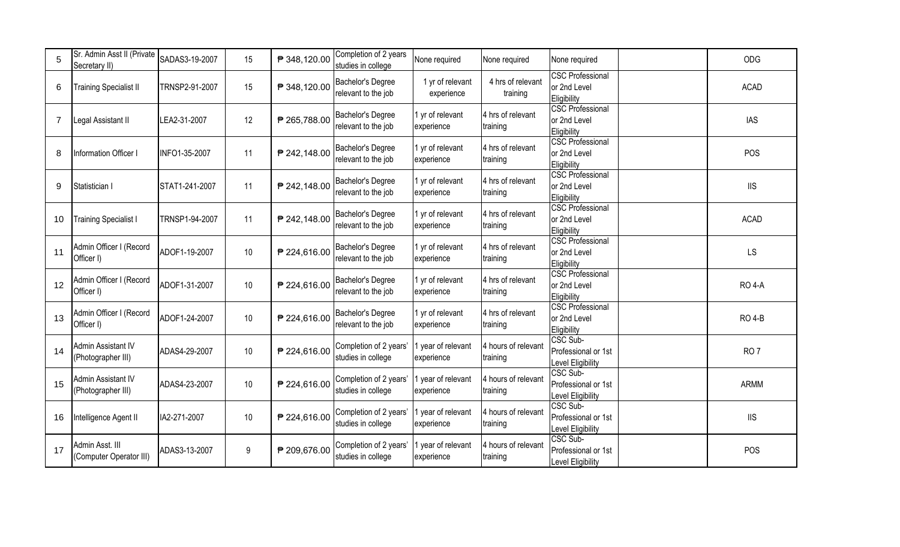| 5 | Sr. Admin Asst II (Private Secretary II) | SADAS3-19-2007 | 15 | ₱ 348,120.00 | Completion of 2 years studies in college | None required | None required | None required | | ODG |
|---|---|---|---|---|---|---|---|---|---|---|
| 6 | Training Specialist II | TRNSP2-91-2007 | 15 | ₱ 348,120.00 | Bachelor's Degree relevant to the job | 1 yr of relevant experience | 4 hrs of relevant training | CSC Professional or 2nd Level Eligibility | | ACAD |
| 7 | Legal Assistant II | LEA2-31-2007 | 12 | ₱ 265,788.00 | Bachelor's Degree relevant to the job | 1 yr of relevant experience | 4 hrs of relevant training | CSC Professional or 2nd Level Eligibility | | IAS |
| 8 | Information Officer I | INFO1-35-2007 | 11 | ₱ 242,148.00 | Bachelor's Degree relevant to the job | 1 yr of relevant experience | 4 hrs of relevant training | CSC Professional or 2nd Level Eligibility | | POS |
| 9 | Statistician I | STAT1-241-2007 | 11 | ₱ 242,148.00 | Bachelor's Degree relevant to the job | 1 yr of relevant experience | 4 hrs of relevant training | CSC Professional or 2nd Level Eligibility | | IIS |
| 10 | Training Specialist I | TRNSP1-94-2007 | 11 | ₱ 242,148.00 | Bachelor's Degree relevant to the job | 1 yr of relevant experience | 4 hrs of relevant training | CSC Professional or 2nd Level Eligibility | | ACAD |
| 11 | Admin Officer I (Record Officer I) | ADOF1-19-2007 | 10 | ₱ 224,616.00 | Bachelor's Degree relevant to the job | 1 yr of relevant experience | 4 hrs of relevant training | CSC Professional or 2nd Level Eligibility | | LS |
| 12 | Admin Officer I (Record Officer I) | ADOF1-31-2007 | 10 | ₱ 224,616.00 | Bachelor's Degree relevant to the job | 1 yr of relevant experience | 4 hrs of relevant training | CSC Professional or 2nd Level Eligibility | | RO 4-A |
| 13 | Admin Officer I (Record Officer I) | ADOF1-24-2007 | 10 | ₱ 224,616.00 | Bachelor's Degree relevant to the job | 1 yr of relevant experience | 4 hrs of relevant training | CSC Professional or 2nd Level Eligibility | | RO 4-B |
| 14 | Admin Assistant IV (Photographer III) | ADAS4-29-2007 | 10 | ₱ 224,616.00 | Completion of 2 years' studies in college | 1 year of relevant experience | 4 hours of relevant training | CSC Sub-Professional or 1st Level Eligibility | | RO 7 |
| 15 | Admin Assistant IV (Photographer III) | ADAS4-23-2007 | 10 | ₱ 224,616.00 | Completion of 2 years' studies in college | 1 year of relevant experience | 4 hours of relevant training | CSC Sub-Professional or 1st Level Eligibility | | ARMM |
| 16 | Intelligence Agent II | IA2-271-2007 | 10 | ₱ 224,616.00 | Completion of 2 years' studies in college | 1 year of relevant experience | 4 hours of relevant training | CSC Sub-Professional or 1st Level Eligibility | | IIS |
| 17 | Admin Asst. III (Computer Operator III) | ADAS3-13-2007 | 9 | ₱ 209,676.00 | Completion of 2 years' studies in college | 1 year of relevant experience | 4 hours of relevant training | CSC Sub-Professional or 1st Level Eligibility | | POS |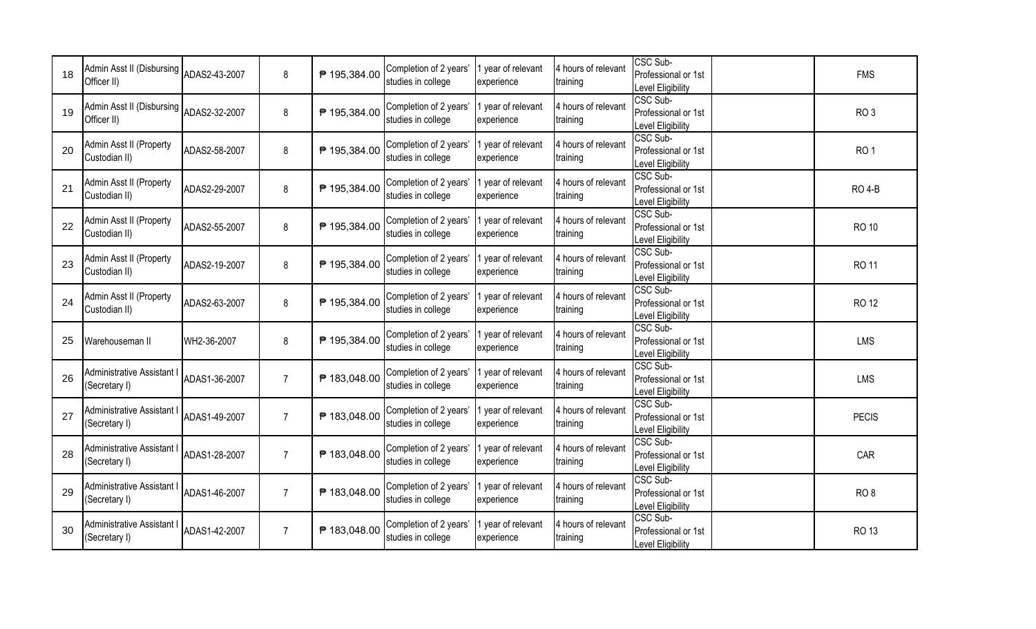| 18 | Admin Asst II (Disbursing Officer II) | ADAS2-43-2007 | 8 | ₱ 195,384.00 | Completion of 2 years' studies in college | 1 year of relevant experience | 4 hours of relevant training | CSC Sub-Professional or 1st Level Eligibility | | FMS |
|---|---|---|---|---|---|---|---|---|---|---|
| 19 | Admin Asst II (Disbursing Officer II) | ADAS2-32-2007 | 8 | ₱ 195,384.00 | Completion of 2 years' studies in college | 1 year of relevant experience | 4 hours of relevant training | CSC Sub-Professional or 1st Level Eligibility | | RO 3 |
| 20 | Admin Asst II (Property Custodian II) | ADAS2-58-2007 | 8 | ₱ 195,384.00 | Completion of 2 years' studies in college | 1 year of relevant experience | 4 hours of relevant training | CSC Sub-Professional or 1st Level Eligibility | | RO 1 |
| 21 | Admin Asst II (Property Custodian II) | ADAS2-29-2007 | 8 | ₱ 195,384.00 | Completion of 2 years' studies in college | 1 year of relevant experience | 4 hours of relevant training | CSC Sub-Professional or 1st Level Eligibility | | RO 4-B |
| 22 | Admin Asst II (Property Custodian II) | ADAS2-55-2007 | 8 | ₱ 195,384.00 | Completion of 2 years' studies in college | 1 year of relevant experience | 4 hours of relevant training | CSC Sub-Professional or 1st Level Eligibility | | RO 10 |
| 23 | Admin Asst II (Property Custodian II) | ADAS2-19-2007 | 8 | ₱ 195,384.00 | Completion of 2 years' studies in college | 1 year of relevant experience | 4 hours of relevant training | CSC Sub-Professional or 1st Level Eligibility | | RO 11 |
| 24 | Admin Asst II (Property Custodian II) | ADAS2-63-2007 | 8 | ₱ 195,384.00 | Completion of 2 years' studies in college | 1 year of relevant experience | 4 hours of relevant training | CSC Sub-Professional or 1st Level Eligibility | | RO 12 |
| 25 | Warehouseman II | WH2-36-2007 | 8 | ₱ 195,384.00 | Completion of 2 years' studies in college | 1 year of relevant experience | 4 hours of relevant training | CSC Sub-Professional or 1st Level Eligibility | | LMS |
| 26 | Administrative Assistant I (Secretary I) | ADAS1-36-2007 | 7 | ₱ 183,048.00 | Completion of 2 years' studies in college | 1 year of relevant experience | 4 hours of relevant training | CSC Sub-Professional or 1st Level Eligibility | | LMS |
| 27 | Administrative Assistant I (Secretary I) | ADAS1-49-2007 | 7 | ₱ 183,048.00 | Completion of 2 years' studies in college | 1 year of relevant experience | 4 hours of relevant training | CSC Sub-Professional or 1st Level Eligibility | | PECIS |
| 28 | Administrative Assistant I (Secretary I) | ADAS1-28-2007 | 7 | ₱ 183,048.00 | Completion of 2 years' studies in college | 1 year of relevant experience | 4 hours of relevant training | CSC Sub-Professional or 1st Level Eligibility | | CAR |
| 29 | Administrative Assistant I (Secretary I) | ADAS1-46-2007 | 7 | ₱ 183,048.00 | Completion of 2 years' studies in college | 1 year of relevant experience | 4 hours of relevant training | CSC Sub-Professional or 1st Level Eligibility | | RO 8 |
| 30 | Administrative Assistant I (Secretary I) | ADAS1-42-2007 | 7 | ₱ 183,048.00 | Completion of 2 years' studies in college | 1 year of relevant experience | 4 hours of relevant training | CSC Sub-Professional or 1st Level Eligibility | | RO 13 |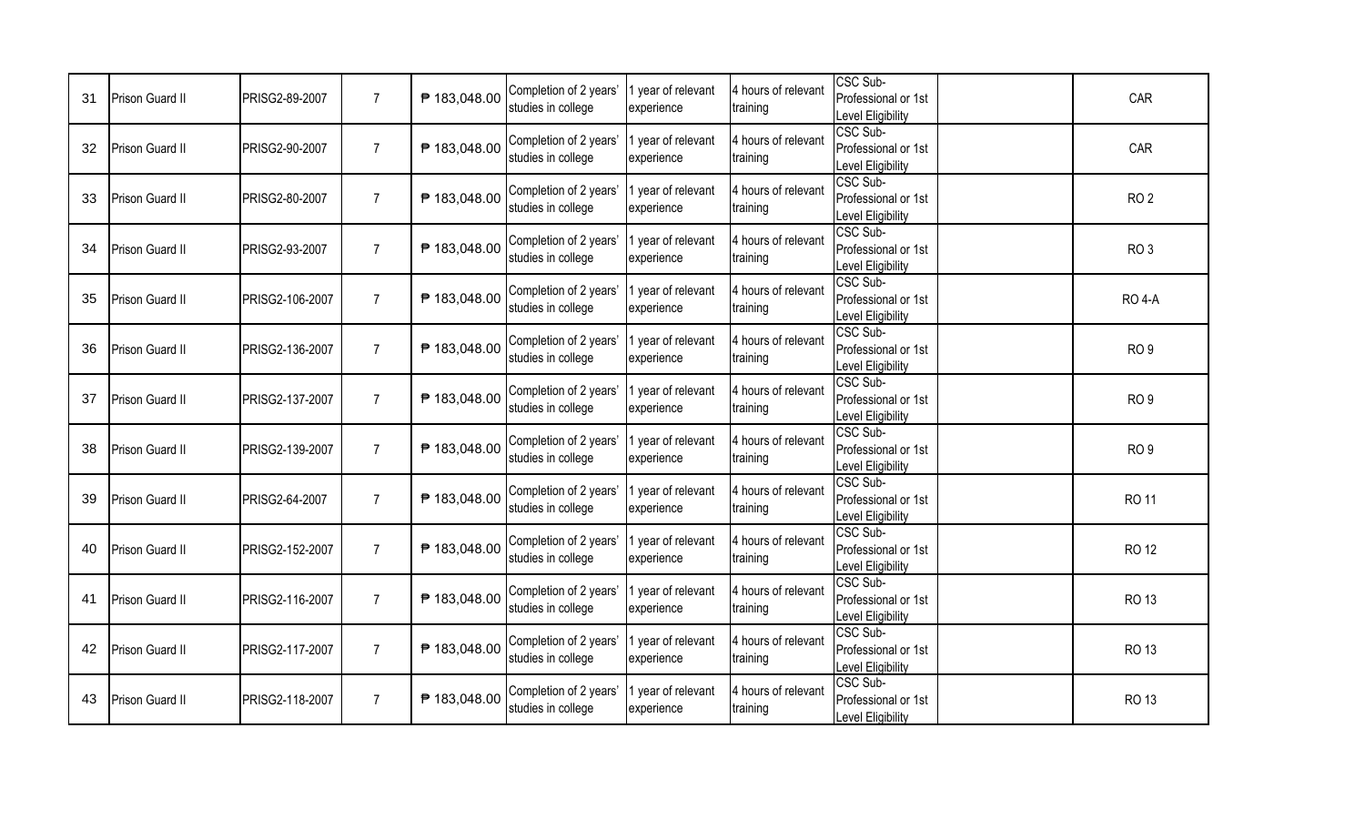| 31 | Prison Guard II | PRISG2-89-2007 | 7 | ₱ 183,048.00 | Completion of 2 years' studies in college | 1 year of relevant experience | 4 hours of relevant training | CSC Sub-Professional or 1st Level Eligibility | | CAR |
|---|---|---|---|---|---|---|---|---|---|---|
| 32 | Prison Guard II | PRISG2-90-2007 | 7 | ₱ 183,048.00 | Completion of 2 years' studies in college | 1 year of relevant experience | 4 hours of relevant training | CSC Sub-Professional or 1st Level Eligibility | | CAR |
| 33 | Prison Guard II | PRISG2-80-2007 | 7 | ₱ 183,048.00 | Completion of 2 years' studies in college | 1 year of relevant experience | 4 hours of relevant training | CSC Sub-Professional or 1st Level Eligibility | | RO 2 |
| 34 | Prison Guard II | PRISG2-93-2007 | 7 | ₱ 183,048.00 | Completion of 2 years' studies in college | 1 year of relevant experience | 4 hours of relevant training | CSC Sub-Professional or 1st Level Eligibility | | RO 3 |
| 35 | Prison Guard II | PRISG2-106-2007 | 7 | ₱ 183,048.00 | Completion of 2 years' studies in college | 1 year of relevant experience | 4 hours of relevant training | CSC Sub-Professional or 1st Level Eligibility | | RO 4-A |
| 36 | Prison Guard II | PRISG2-136-2007 | 7 | ₱ 183,048.00 | Completion of 2 years' studies in college | 1 year of relevant experience | 4 hours of relevant training | CSC Sub-Professional or 1st Level Eligibility | | RO 9 |
| 37 | Prison Guard II | PRISG2-137-2007 | 7 | ₱ 183,048.00 | Completion of 2 years' studies in college | 1 year of relevant experience | 4 hours of relevant training | CSC Sub-Professional or 1st Level Eligibility | | RO 9 |
| 38 | Prison Guard II | PRISG2-139-2007 | 7 | ₱ 183,048.00 | Completion of 2 years' studies in college | 1 year of relevant experience | 4 hours of relevant training | CSC Sub-Professional or 1st Level Eligibility | | RO 9 |
| 39 | Prison Guard II | PRISG2-64-2007 | 7 | ₱ 183,048.00 | Completion of 2 years' studies in college | 1 year of relevant experience | 4 hours of relevant training | CSC Sub-Professional or 1st Level Eligibility | | RO 11 |
| 40 | Prison Guard II | PRISG2-152-2007 | 7 | ₱ 183,048.00 | Completion of 2 years' studies in college | 1 year of relevant experience | 4 hours of relevant training | CSC Sub-Professional or 1st Level Eligibility | | RO 12 |
| 41 | Prison Guard II | PRISG2-116-2007 | 7 | ₱ 183,048.00 | Completion of 2 years' studies in college | 1 year of relevant experience | 4 hours of relevant training | CSC Sub-Professional or 1st Level Eligibility | | RO 13 |
| 42 | Prison Guard II | PRISG2-117-2007 | 7 | ₱ 183,048.00 | Completion of 2 years' studies in college | 1 year of relevant experience | 4 hours of relevant training | CSC Sub-Professional or 1st Level Eligibility | | RO 13 |
| 43 | Prison Guard II | PRISG2-118-2007 | 7 | ₱ 183,048.00 | Completion of 2 years' studies in college | 1 year of relevant experience | 4 hours of relevant training | CSC Sub-Professional or 1st Level Eligibility | | RO 13 |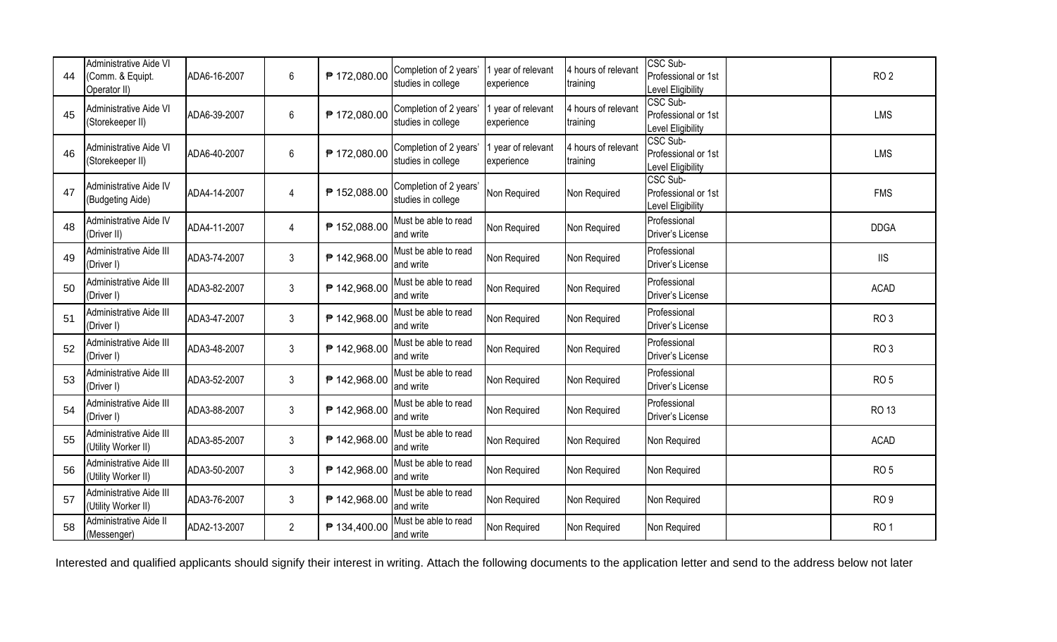| | | | | | | | | | | |
|---|---|---|---|---|---|---|---|---|---|---|
| 44 | Administrative Aide VI (Comm. & Equipt. Operator II) | ADA6-16-2007 | 6 | ₱ 172,080.00 | Completion of 2 years' studies in college | 1 year of relevant experience | 4 hours of relevant training | CSC Sub-Professional or 1st Level Eligibility | | RO 2 |
| 45 | Administrative Aide VI (Storekeeper II) | ADA6-39-2007 | 6 | ₱ 172,080.00 | Completion of 2 years' studies in college | 1 year of relevant experience | 4 hours of relevant training | CSC Sub-Professional or 1st Level Eligibility | | LMS |
| 46 | Administrative Aide VI (Storekeeper II) | ADA6-40-2007 | 6 | ₱ 172,080.00 | Completion of 2 years' studies in college | 1 year of relevant experience | 4 hours of relevant training | CSC Sub-Professional or 1st Level Eligibility | | LMS |
| 47 | Administrative Aide IV (Budgeting Aide) | ADA4-14-2007 | 4 | ₱ 152,088.00 | Completion of 2 years' studies in college | Non Required | Non Required | CSC Sub-Professional or 1st Level Eligibility | | FMS |
| 48 | Administrative Aide IV (Driver II) | ADA4-11-2007 | 4 | ₱ 152,088.00 | Must be able to read and write | Non Required | Non Required | Professional Driver's License | | DDGA |
| 49 | Administrative Aide III (Driver I) | ADA3-74-2007 | 3 | ₱ 142,968.00 | Must be able to read and write | Non Required | Non Required | Professional Driver's License | | IIS |
| 50 | Administrative Aide III (Driver I) | ADA3-82-2007 | 3 | ₱ 142,968.00 | Must be able to read and write | Non Required | Non Required | Professional Driver's License | | ACAD |
| 51 | Administrative Aide III (Driver I) | ADA3-47-2007 | 3 | ₱ 142,968.00 | Must be able to read and write | Non Required | Non Required | Professional Driver's License | | RO 3 |
| 52 | Administrative Aide III (Driver I) | ADA3-48-2007 | 3 | ₱ 142,968.00 | Must be able to read and write | Non Required | Non Required | Professional Driver's License | | RO 3 |
| 53 | Administrative Aide III (Driver I) | ADA3-52-2007 | 3 | ₱ 142,968.00 | Must be able to read and write | Non Required | Non Required | Professional Driver's License | | RO 5 |
| 54 | Administrative Aide III (Driver I) | ADA3-88-2007 | 3 | ₱ 142,968.00 | Must be able to read and write | Non Required | Non Required | Professional Driver's License | | RO 13 |
| 55 | Administrative Aide III (Utility Worker II) | ADA3-85-2007 | 3 | ₱ 142,968.00 | Must be able to read and write | Non Required | Non Required | Non Required | | ACAD |
| 56 | Administrative Aide III (Utility Worker II) | ADA3-50-2007 | 3 | ₱ 142,968.00 | Must be able to read and write | Non Required | Non Required | Non Required | | RO 5 |
| 57 | Administrative Aide III (Utility Worker II) | ADA3-76-2007 | 3 | ₱ 142,968.00 | Must be able to read and write | Non Required | Non Required | Non Required | | RO 9 |
| 58 | Administrative Aide II (Messenger) | ADA2-13-2007 | 2 | ₱ 134,400.00 | Must be able to read and write | Non Required | Non Required | Non Required | | RO 1 |

Interested and qualified applicants should signify their interest in writing. Attach the following documents to the application letter and send to the address below not later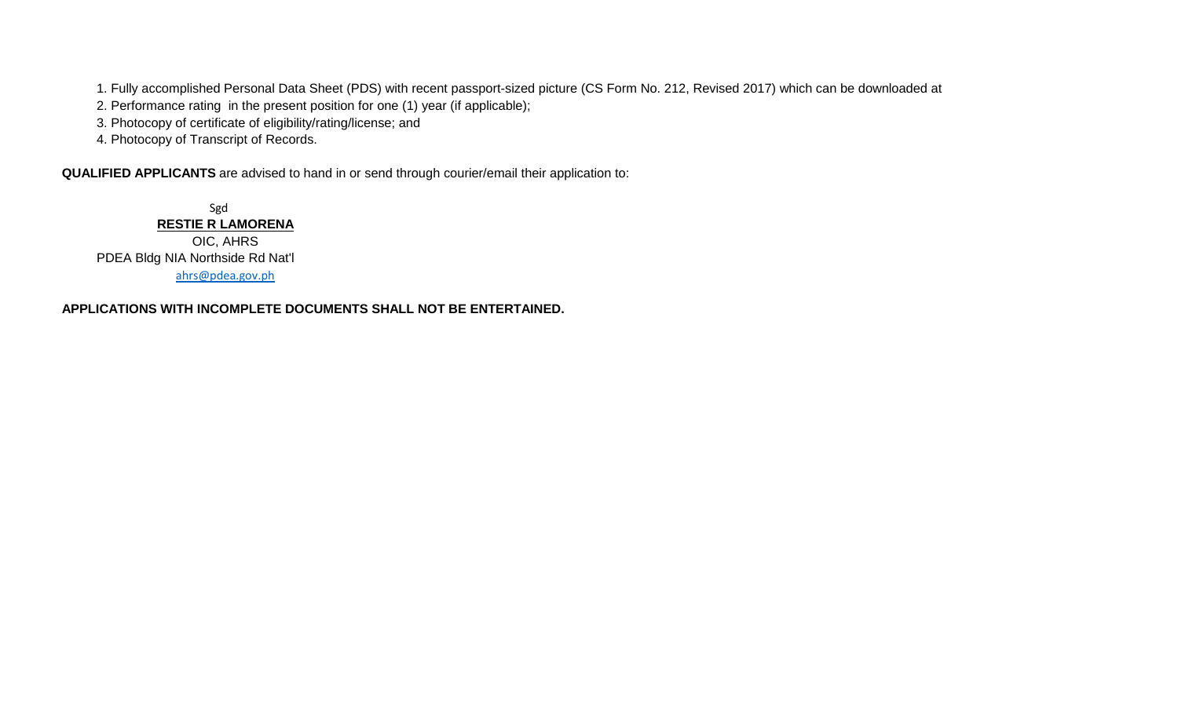1. Fully accomplished Personal Data Sheet (PDS) with recent passport-sized picture (CS Form No. 212, Revised 2017) which can be downloaded at
2. Performance rating in the present position for one (1) year (if applicable);
3. Photocopy of certificate of eligibility/rating/license; and
4. Photocopy of Transcript of Records.

**QUALIFIED APPLICANTS** are advised to hand in or send through courier/email their application to:

Sgd
**RESTIE R LAMORENA**
OIC, AHRS
PDEA Bldg NIA Northside Rd Nat'l
ahrs@pdea.gov.ph

**APPLICATIONS WITH INCOMPLETE DOCUMENTS SHALL NOT BE ENTERTAINED.**